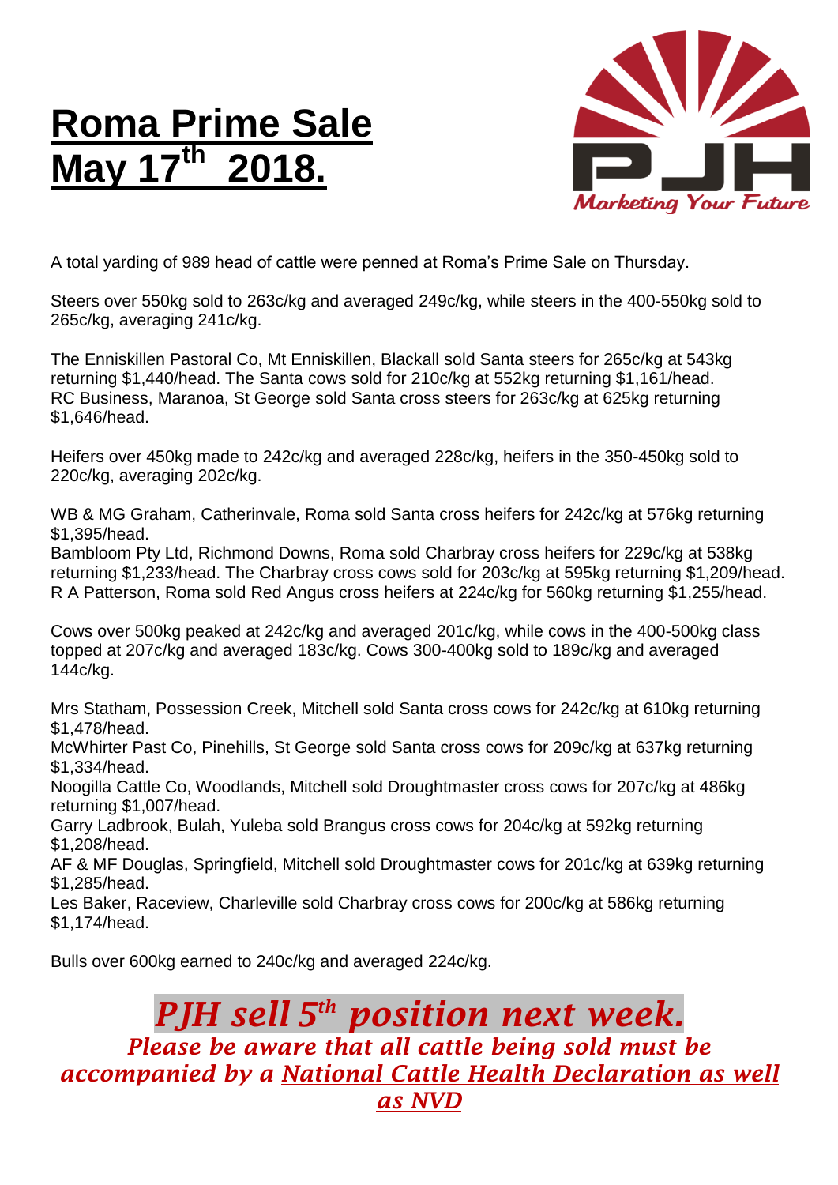# Roma Prime Sale May 17th 2018.

PJH

*Marketing Your Future*

A total yarding of 989 head of cattle were penned at Roma's Prime Sale on Thursday.

Steers over 550kg sold to 263c/kg and averaged 249c/kg, while steers in the 400-550kg sold to 265c/kg, averaging 241c/kg.

The Enniskillen Pastoral Co, Mt Enniskillen, Blackall sold Santa steers for 265c/kg at 543kg returning $1,440/head. The Santa cows sold for 210c/kg at 552kg returning $1,161/head.
RC Business, Maranoa, St George sold Santa cross steers for 263c/kg at 625kg returning $1,646/head.

Heifers over 450kg made to 242c/kg and averaged 228c/kg, heifers in the 350-450kg sold to 220c/kg, averaging 202c/kg.

WB & MG Graham, Catherinvale, Roma sold Santa cross heifers for 242c/kg at 576kg returning $1,395/head.
Bambloom Pty Ltd, Richmond Downs, Roma sold Charbray cross heifers for 229c/kg at 538kg returning $1,233/head. The Charbray cross cows sold for 203c/kg at 595kg returning $1,209/head.
R A Patterson, Roma sold Red Angus cross heifers at 224c/kg for 560kg returning $1,255/head.

Cows over 500kg peaked at 242c/kg and averaged 201c/kg, while cows in the 400-500kg class topped at 207c/kg and averaged 183c/kg. Cows 300-400kg sold to 189c/kg and averaged 144c/kg.

Mrs Statham, Possession Creek, Mitchell sold Santa cross cows for 242c/kg at 610kg returning $1,478/head.
McWhirter Past Co, Pinehills, St George sold Santa cross cows for 209c/kg at 637kg returning $1,334/head.
Noogilla Cattle Co, Woodlands, Mitchell sold Droughtmaster cross cows for 207c/kg at 486kg returning $1,007/head.
Garry Ladbrook, Bulah, Yuleba sold Brangus cross cows for 204c/kg at 592kg returning $1,208/head.
AF & MF Douglas, Springfield, Mitchell sold Droughtmaster cows for 201c/kg at 639kg returning $1,285/head.
Les Baker, Raceview, Charleville sold Charbray cross cows for 200c/kg at 586kg returning $1,174/head.

Bulls over 600kg earned to 240c/kg and averaged 224c/kg.

## *PJH sell 5th position next week.*

***Please be aware that all cattle being sold must be accompanied by a National Cattle Health Declaration as well as NVD***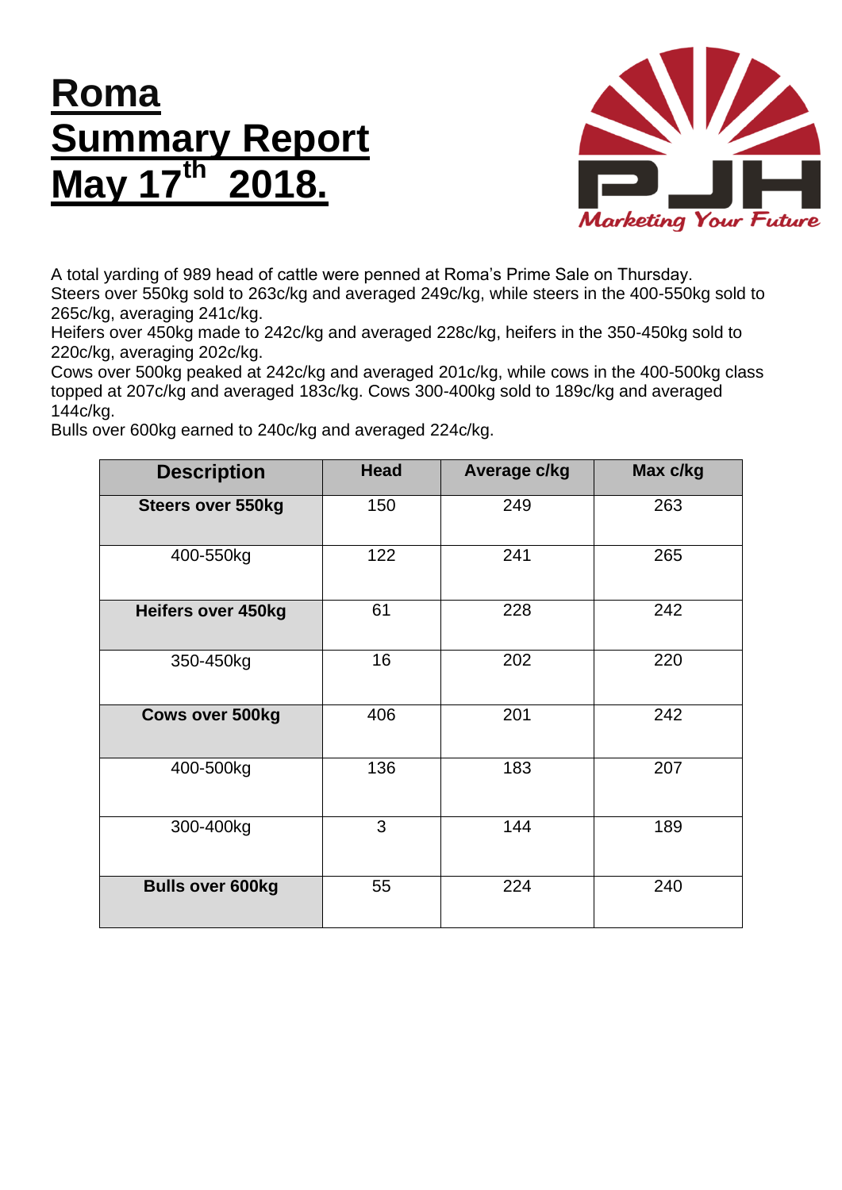# Roma Summary Report May 17th 2018.

Marketing Your Future

A total yarding of 989 head of cattle were penned at Roma's Prime Sale on Thursday.
Steers over 550kg sold to 263c/kg and averaged 249c/kg, while steers in the 400-550kg sold to 265c/kg, averaging 241c/kg.
Heifers over 450kg made to 242c/kg and averaged 228c/kg, heifers in the 350-450kg sold to 220c/kg, averaging 202c/kg.
Cows over 500kg peaked at 242c/kg and averaged 201c/kg, while cows in the 400-500kg class topped at 207c/kg and averaged 183c/kg. Cows 300-400kg sold to 189c/kg and averaged 144c/kg.
Bulls over 600kg earned to 240c/kg and averaged 224c/kg.

| Description | Head | Average c/kg | Max c/kg |
|---|---|---|---|
| **Steers over 550kg** | 150 | 249 | 263 |
| 400-550kg | 122 | 241 | 265 |
| **Heifers over 450kg** | 61 | 228 | 242 |
| 350-450kg | 16 | 202 | 220 |
| **Cows over 500kg** | 406 | 201 | 242 |
| 400-500kg | 136 | 183 | 207 |
| 300-400kg | 3 | 144 | 189 |
| **Bulls over 600kg** | 55 | 224 | 240 |